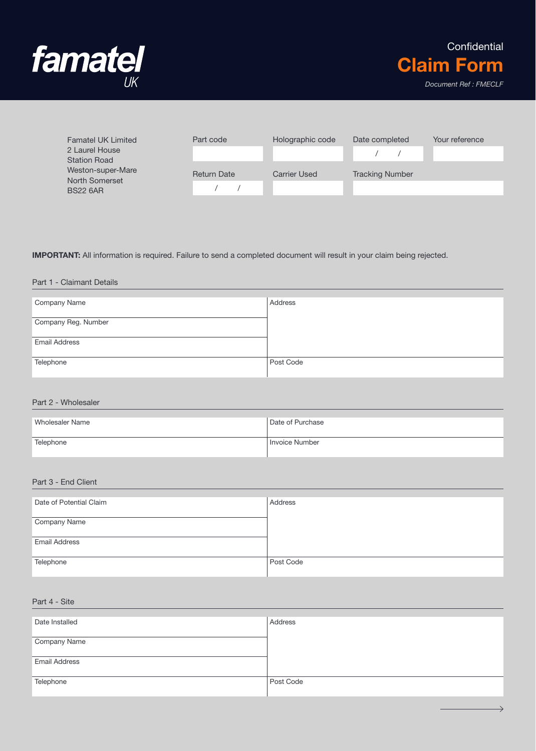famatel UK

Confidential

# Claim Form

*Document Ref : FMECLF*

Famatel UK Limited
2 Laurel House
Station Road
Weston-super-Mare
North Somerset
BS22 6AR

| Part code | Holographic code | Date completed | Your reference |
|---|---|---|---|
| | | / / | |

| Return Date | Carrier Used | Tracking Number |
|---|---|---|
| / / | | |

**IMPORTANT:** All information is required. Failure to send a completed document will result in your claim being rejected.

## Part 1 - Claimant Details

| | |
|---|---|
| Company Name | Address |
| Company Reg. Number | |
| Email Address | |
| Telephone | Post Code |

## Part 2 - Wholesaler

| | |
|---|---|
| Wholesaler Name | Date of Purchase |
| Telephone | Invoice Number |

## Part 3 - End Client

| | |
|---|---|
| Date of Potential Claim | Address |
| Company Name | |
| Email Address | |
| Telephone | Post Code |

## Part 4 - Site

| | |
|---|---|
| Date Installed | Address |
| Company Name | |
| Email Address | |
| Telephone | Post Code |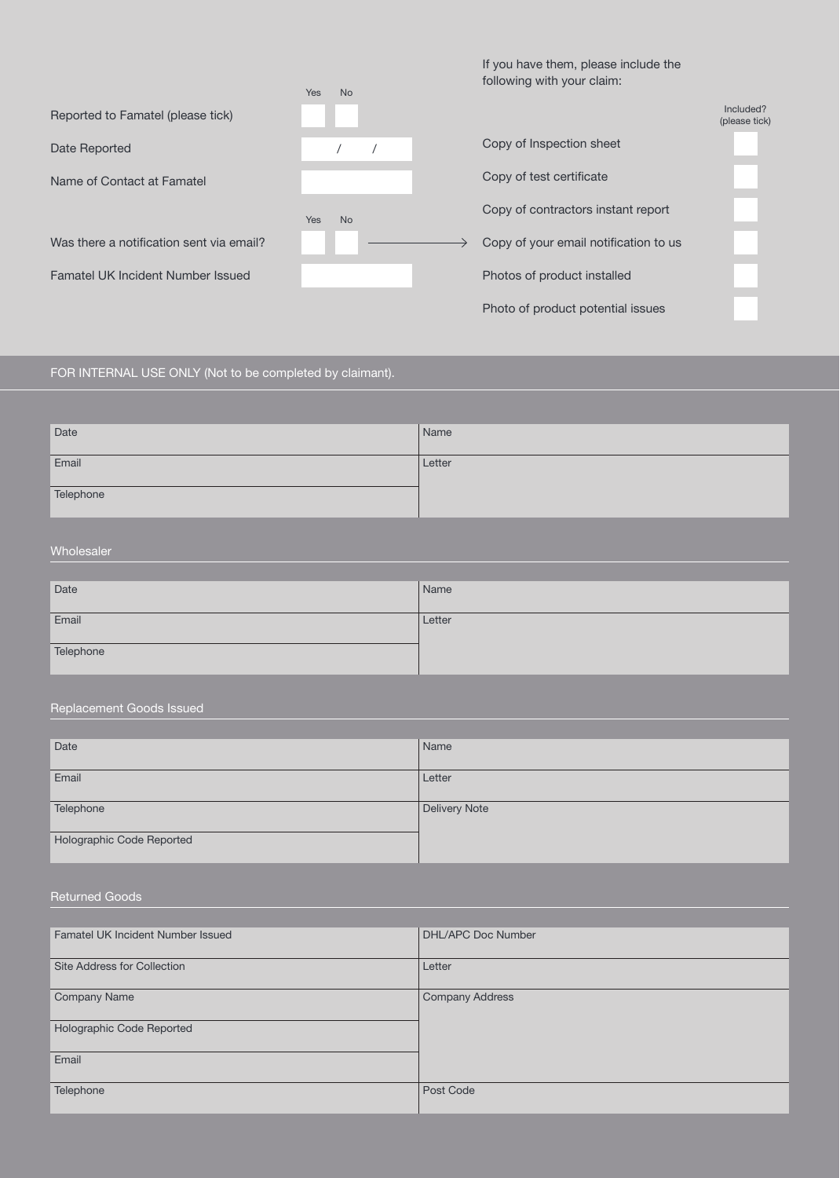| | Yes | No |
|---|---|---|
| Reported to Famatel (please tick) | | |
| Date Reported | / / | |
| Name of Contact at Famatel | | |

| | Yes | No |
|---|---|---|
| Was there a notification sent via email? | | |
| Famatel UK Incident Number Issued | | |

If you have them, please include the following with your claim:

| | Included? (please tick) |
|---|---|
| Copy of Inspection sheet | |
| Copy of test certificate | |
| Copy of contractors instant report | |
| Copy of your email notification to us | |
| Photos of product installed | |
| Photo of product potential issues | |

## FOR INTERNAL USE ONLY (Not to be completed by claimant).

| | |
|---|---|
| Date | Name |
| Email | Letter |
| Telephone | |

### Wholesaler

| | |
|---|---|
| Date | Name |
| Email | Letter |
| Telephone | |

### Replacement Goods Issued

| | |
|---|---|
| Date | Name |
| Email | Letter |
| Telephone | Delivery Note |
| Holographic Code Reported | |

### Returned Goods

| | |
|---|---|
| Famatel UK Incident Number Issued | DHL/APC Doc Number |
| Site Address for Collection | Letter |
| Company Name | Company Address |
| Holographic Code Reported | |
| Email | |
| Telephone | Post Code |